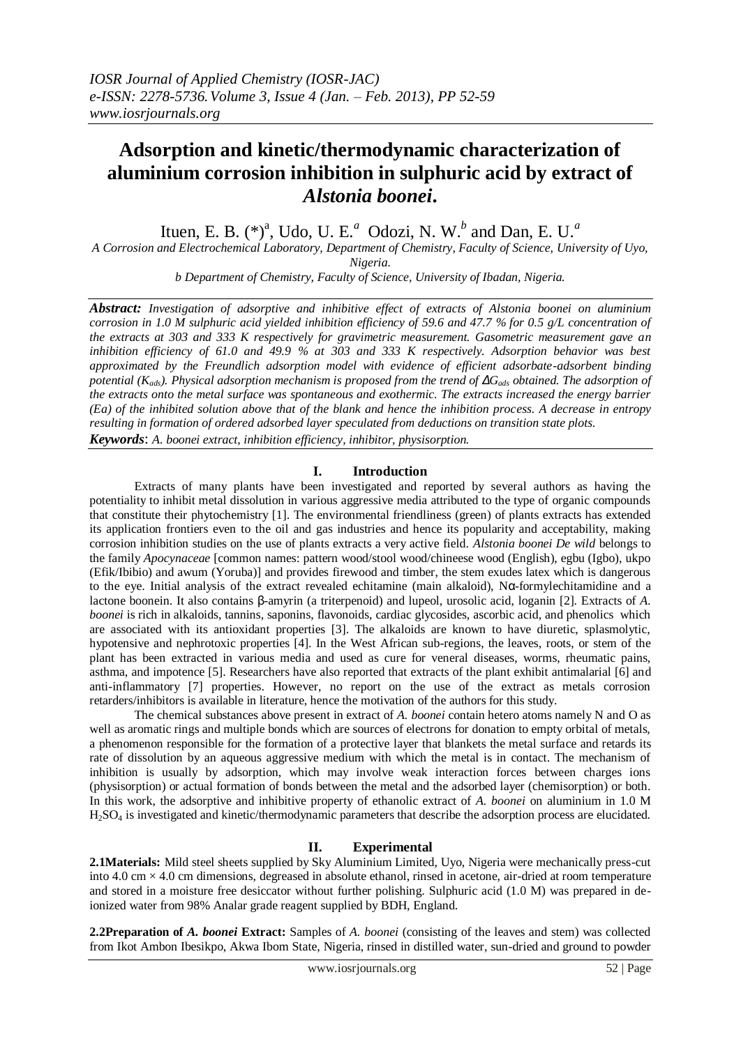# Adsorption and kinetic/thermodynamic characterization of aluminium corrosion inhibition in sulphuric acid by extract of *Alstonia boonei*.

Ituen, E. B. (*)[a], Udo, U. E.[a] Odozi, N. W.[b] and Dan, E. U.[a]

*A Corrosion and Electrochemical Laboratory, Department of Chemistry, Faculty of Science, University of Uyo, Nigeria.*

*b Department of Chemistry, Faculty of Science, University of Ibadan, Nigeria.*

***Abstract:*** *Investigation of adsorptive and inhibitive effect of extracts of Alstonia boonei on aluminium corrosion in 1.0 M sulphuric acid yielded inhibition efficiency of 59.6 and 47.7 % for 0.5 g/L concentration of the extracts at 303 and 333 K respectively for gravimetric measurement. Gasometric measurement gave an inhibition efficiency of 61.0 and 49.9 % at 303 and 333 K respectively. Adsorption behavior was best approximated by the Freundlich adsorption model with evidence of efficient adsorbate-adsorbent binding potential ($K_{ads}$). Physical adsorption mechanism is proposed from the trend of $\Delta G_{ads}$ obtained. The adsorption of the extracts onto the metal surface was spontaneous and exothermic. The extracts increased the energy barrier (Ea) of the inhibited solution above that of the blank and hence the inhibition process. A decrease in entropy resulting in formation of ordered adsorbed layer speculated from deductions on transition state plots.*

***Keywords***: *A. boonei extract, inhibition efficiency, inhibitor, physisorption.*

## I. Introduction

Extracts of many plants have been investigated and reported by several authors as having the potentiality to inhibit metal dissolution in various aggressive media attributed to the type of organic compounds that constitute their phytochemistry [1]. The environmental friendliness (green) of plants extracts has extended its application frontiers even to the oil and gas industries and hence its popularity and acceptability, making corrosion inhibition studies on the use of plants extracts a very active field. *Alstonia boonei De wild* belongs to the family *Apocynaceae* [common names: pattern wood/stool wood/chineese wood (English), egbu (Igbo), ukpo (Efik/Ibibio) and awum (Yoruba)] and provides firewood and timber, the stem exudes latex which is dangerous to the eye. Initial analysis of the extract revealed echitamine (main alkaloid), Nα-formylechitamidine and a lactone boonein. It also contains β-amyrin (a triterpenoid) and lupeol, urosolic acid, loganin [2]. Extracts of *A. boonei* is rich in alkaloids, tannins, saponins, flavonoids, cardiac glycosides, ascorbic acid, and phenolics which are associated with its antioxidant properties [3]. The alkaloids are known to have diuretic, splasmolytic, hypotensive and nephrotoxic properties [4]. In the West African sub-regions, the leaves, roots, or stem of the plant has been extracted in various media and used as cure for veneral diseases, worms, rheumatic pains, asthma, and impotence [5]. Researchers have also reported that extracts of the plant exhibit antimalarial [6] and anti-inflammatory [7] properties. However, no report on the use of the extract as metals corrosion retarders/inhibitors is available in literature, hence the motivation of the authors for this study.

The chemical substances above present in extract of *A. boonei* contain hetero atoms namely N and O as well as aromatic rings and multiple bonds which are sources of electrons for donation to empty orbital of metals, a phenomenon responsible for the formation of a protective layer that blankets the metal surface and retards its rate of dissolution by an aqueous aggressive medium with which the metal is in contact. The mechanism of inhibition is usually by adsorption, which may involve weak interaction forces between charges ions (physisorption) or actual formation of bonds between the metal and the adsorbed layer (chemisorption) or both. In this work, the adsorptive and inhibitive property of ethanolic extract of *A. boonei* on aluminium in 1.0 M $H_2SO_4$ is investigated and kinetic/thermodynamic parameters that describe the adsorption process are elucidated.

## II. Experimental

**2.1Materials:** Mild steel sheets supplied by Sky Aluminium Limited, Uyo, Nigeria were mechanically press-cut into 4.0 cm × 4.0 cm dimensions, degreased in absolute ethanol, rinsed in acetone, air-dried at room temperature and stored in a moisture free desiccator without further polishing. Sulphuric acid (1.0 M) was prepared in de-ionized water from 98% Analar grade reagent supplied by BDH, England.

**2.2Preparation of *A. boonei* Extract:** Samples of *A. boonei* (consisting of the leaves and stem) was collected from Ikot Ambon Ibesikpo, Akwa Ibom State, Nigeria, rinsed in distilled water, sun-dried and ground to powder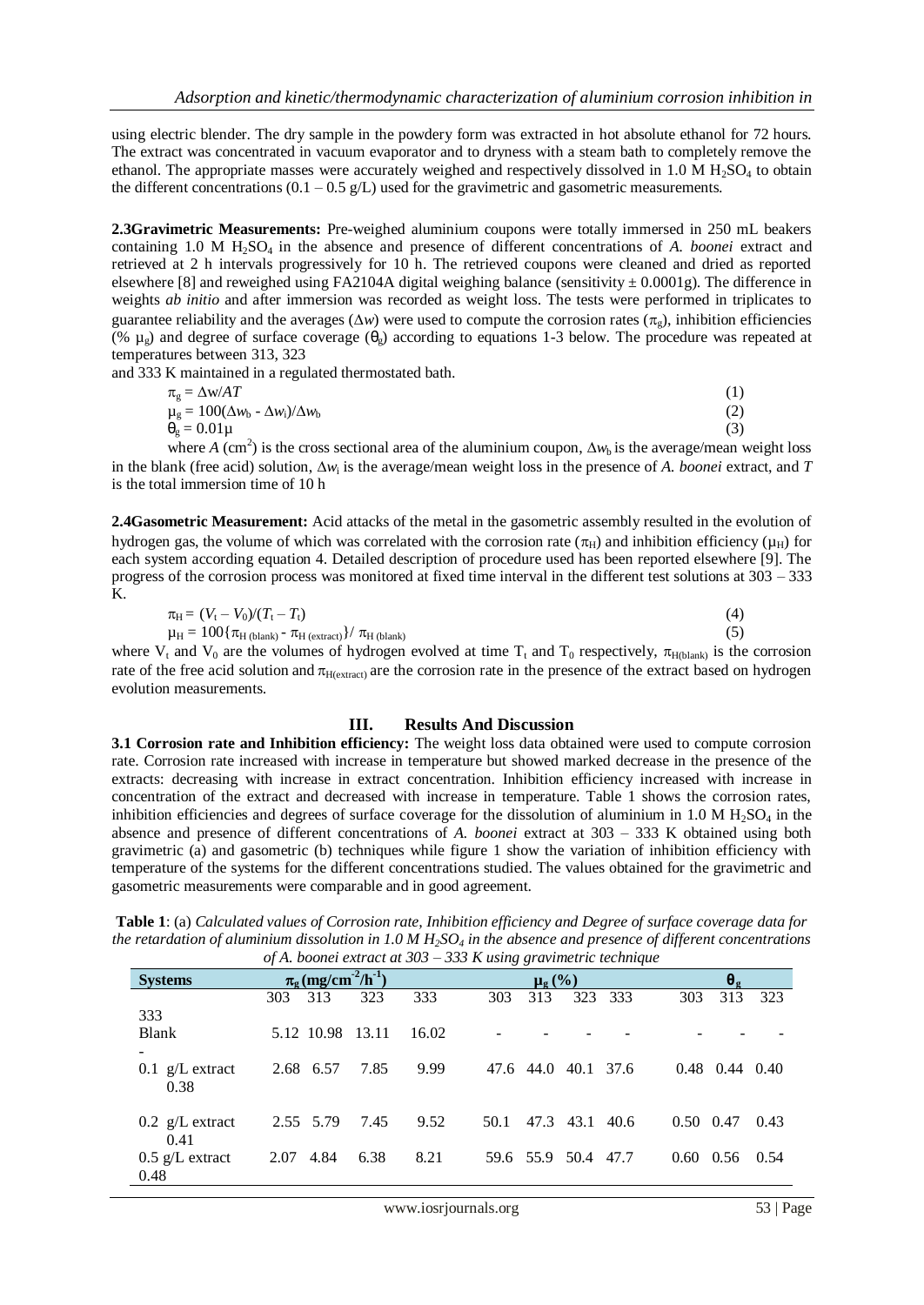using electric blender. The dry sample in the powdery form was extracted in hot absolute ethanol for 72 hours. The extract was concentrated in vacuum evaporator and to dryness with a steam bath to completely remove the ethanol. The appropriate masses were accurately weighed and respectively dissolved in 1.0 M $H_2SO_4$ to obtain the different concentrations (0.1 – 0.5 g/L) used for the gravimetric and gasometric measurements.

**2.3Gravimetric Measurements:** Pre-weighed aluminium coupons were totally immersed in 250 mL beakers containing 1.0 M $H_2SO_4$ in the absence and presence of different concentrations of *A. boonei* extract and retrieved at 2 h intervals progressively for 10 h. The retrieved coupons were cleaned and dried as reported elsewhere [8] and reweighed using FA2104A digital weighing balance (sensitivity ± 0.0001g). The difference in weights *ab initio* and after immersion was recorded as weight loss. The tests were performed in triplicates to guarantee reliability and the averages ($\Delta w$) were used to compute the corrosion rates ($\pi_g$), inhibition efficiencies (% $\mu_g$) and degree of surface coverage ($\theta_g$) according to equations 1-3 below. The procedure was repeated at temperatures between 313, 323

and 333 K maintained in a regulated thermostated bath.

$$\pi_g = \Delta w/AT \quad (1)$$

$$\mu_g = 100(\Delta w_b - \Delta w_i)/\Delta w_b \quad (2)$$

$$\theta_g = 0.01\mu \quad (3)$$

where $A$ (cm$^2$) is the cross sectional area of the aluminium coupon, $\Delta w_b$ is the average/mean weight loss in the blank (free acid) solution, $\Delta w_i$ is the average/mean weight loss in the presence of *A. boonei* extract, and $T$ is the total immersion time of 10 h

**2.4Gasometric Measurement:** Acid attacks of the metal in the gasometric assembly resulted in the evolution of hydrogen gas, the volume of which was correlated with the corrosion rate ($\pi_H$) and inhibition efficiency ($\mu_H$) for each system according equation 4. Detailed description of procedure used has been reported elsewhere [9]. The progress of the corrosion process was monitored at fixed time interval in the different test solutions at 303 – 333 K.

$$\pi_H = (V_t - V_0)/(T_t - T_t) \quad (4)$$

$$\mu_H = 100\{\pi_{H\,(blank)} - \pi_{H\,(extract)}\}/\ \pi_{H\,(blank)} \quad (5)$$

where $V_t$ and $V_0$ are the volumes of hydrogen evolved at time $T_t$ and $T_0$ respectively, $\pi_{H(blank)}$ is the corrosion rate of the free acid solution and $\pi_{H(extract)}$ are the corrosion rate in the presence of the extract based on hydrogen evolution measurements.

## III. Results And Discussion

**3.1 Corrosion rate and Inhibition efficiency:** The weight loss data obtained were used to compute corrosion rate. Corrosion rate increased with increase in temperature but showed marked decrease in the presence of the extracts: decreasing with increase in extract concentration. Inhibition efficiency increased with increase in concentration of the extract and decreased with increase in temperature. Table 1 shows the corrosion rates, inhibition efficiencies and degrees of surface coverage for the dissolution of aluminium in 1.0 M $H_2SO_4$ in the absence and presence of different concentrations of *A. boonei* extract at 303 – 333 K obtained using both gravimetric (a) and gasometric (b) techniques while figure 1 show the variation of inhibition efficiency with temperature of the systems for the different concentrations studied. The values obtained for the gravimetric and gasometric measurements were comparable and in good agreement.

**Table 1**: (a) *Calculated values of Corrosion rate, Inhibition efficiency and Degree of surface coverage data for the retardation of aluminium dissolution in 1.0 M $H_2SO_4$ in the absence and presence of different concentrations of A. boonei extract at 303 – 333 K using gravimetric technique*

| Systems | $\pi_g$ (mg/cm$^{-2}$/h$^{-1}$) | | | | $\mu_g$ (%) | | | | $\theta_g$ | | | |
|---|---|---|---|---|---|---|---|---|---|---|---|---|
| | 303 | 313 | 323 | 333 | 303 | 313 | 323 | 333 | 303 | 313 | 323 | 333 |
| Blank | 5.12 | 10.98 | 13.11 | 16.02 | - | - | - | - | - | - | - | - |
| 0.1 g/L extract | 2.68 | 6.57 | 7.85 | 9.99 | 47.6 | 44.0 | 40.1 | 37.6 | 0.48 | 0.44 | 0.40 | 0.38 |
| 0.2 g/L extract | 2.55 | 5.79 | 7.45 | 9.52 | 50.1 | 47.3 | 43.1 | 40.6 | 0.50 | 0.47 | 0.43 | 0.41 |
| 0.5 g/L extract | 2.07 | 4.84 | 6.38 | 8.21 | 59.6 | 55.9 | 50.4 | 47.7 | 0.60 | 0.56 | 0.54 | 0.48 |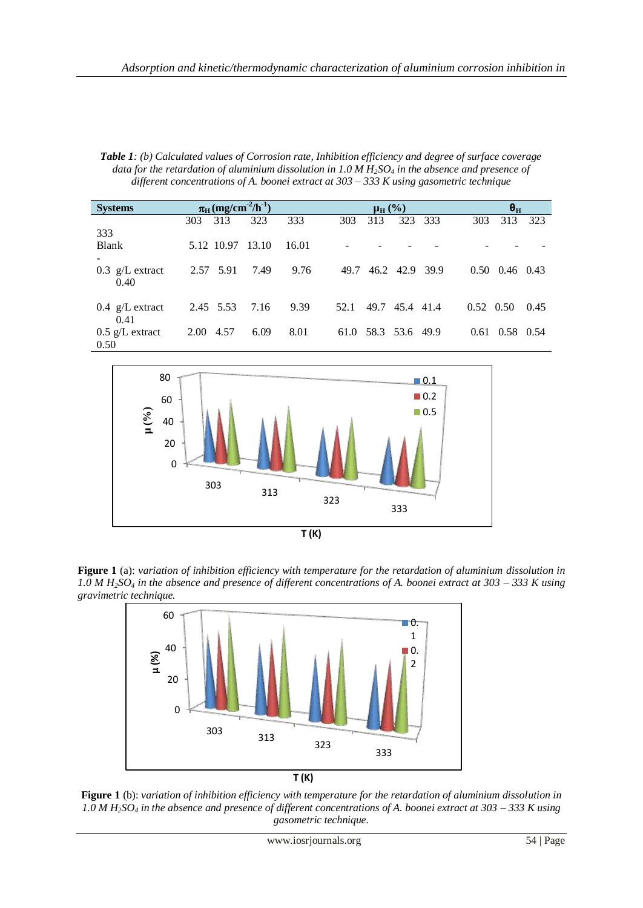***Table 1**: (b) Calculated values of Corrosion rate, Inhibition efficiency and degree of surface coverage data for the retardation of aluminium dissolution in 1.0 M $H_2SO_4$ in the absence and presence of different concentrations of A. boonei extract at 303 – 333 K using gasometric technique*

| Systems | $\pi_H$ ($mg/cm^{-2}/h^{-1}$) | | | | $\mu_H$ (%) | | | | $\theta_H$ | | | |
|---|---|---|---|---|---|---|---|---|---|---|---|---|
| | 303 | 313 | 323 | 333 | 303 | 313 | 323 | 333 | 303 | 313 | 323 | 333 |
| Blank | 5.12 | 10.97 | 13.10 | 16.01 | - | - | - | - | - | - | - | - |
| 0.3 g/L extract | 2.57 | 5.91 | 7.49 | 9.76 | 49.7 | 46.2 | 42.9 | 39.9 | 0.50 | 0.46 | 0.43 | 0.40 |
| 0.4 g/L extract | 2.45 | 5.53 | 7.16 | 9.39 | 52.1 | 49.7 | 45.4 | 41.4 | 0.52 | 0.50 | 0.45 | 0.41 |
| 0.5 g/L extract | 2.00 | 4.57 | 6.09 | 8.01 | 61.0 | 58.3 | 53.6 | 49.9 | 0.61 | 0.58 | 0.54 | 0.50 |

**Figure 1** (a): *variation of inhibition efficiency with temperature for the retardation of aluminium dissolution in 1.0 M $H_2SO_4$ in the absence and presence of different concentrations of A. boonei extract at 303 – 333 K using gravimetric technique.*

**Figure 1** (b): *variation of inhibition efficiency with temperature for the retardation of aluminium dissolution in 1.0 M $H_2SO_4$ in the absence and presence of different concentrations of A. boonei extract at 303 – 333 K using gasometric technique.*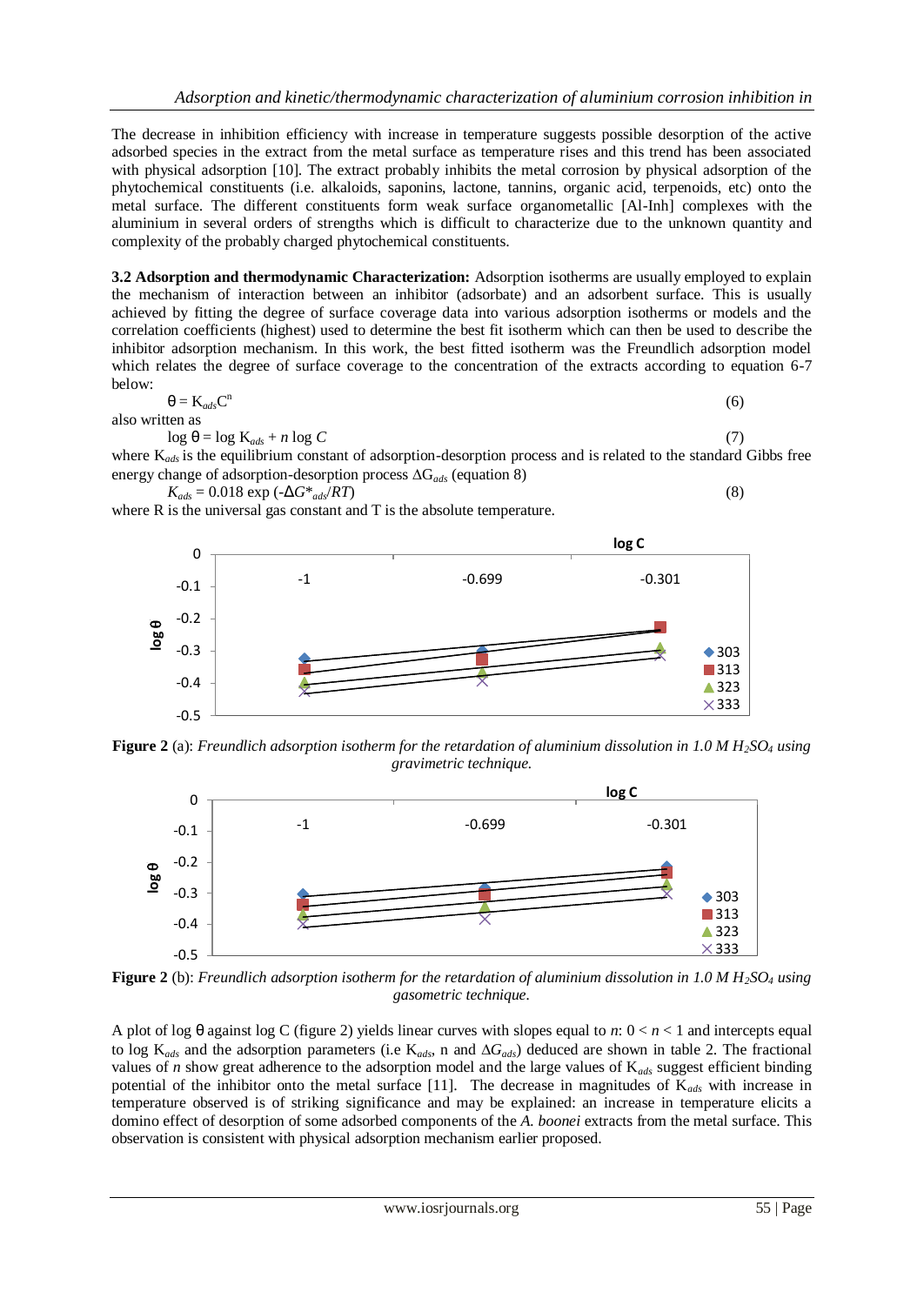The decrease in inhibition efficiency with increase in temperature suggests possible desorption of the active adsorbed species in the extract from the metal surface as temperature rises and this trend has been associated with physical adsorption [10]. The extract probably inhibits the metal corrosion by physical adsorption of the phytochemical constituents (i.e. alkaloids, saponins, lactone, tannins, organic acid, terpenoids, etc) onto the metal surface. The different constituents form weak surface organometallic [Al-Inh] complexes with the aluminium in several orders of strengths which is difficult to characterize due to the unknown quantity and complexity of the probably charged phytochemical constituents.

**3.2 Adsorption and thermodynamic Characterization:** Adsorption isotherms are usually employed to explain the mechanism of interaction between an inhibitor (adsorbate) and an adsorbent surface. This is usually achieved by fitting the degree of surface coverage data into various adsorption isotherms or models and the correlation coefficients (highest) used to determine the best fit isotherm which can then be used to describe the inhibitor adsorption mechanism. In this work, the best fitted isotherm was the Freundlich adsorption model which relates the degree of surface coverage to the concentration of the extracts according to equation 6-7 below:

$$\theta = K_{ads}C^{n} \tag{6}$$

also written as

$$\log \theta = \log K_{ads} + n \log C \tag{7}$$

where $K_{ads}$ is the equilibrium constant of adsorption-desorption process and is related to the standard Gibbs free energy change of adsorption-desorption process $\Delta G_{ads}$ (equation 8)

$$K_{ads} = 0.018 \exp(-\Delta G^{*}_{ads}/RT) \tag{8}$$

where R is the universal gas constant and T is the absolute temperature.

**Figure 2** (a): *Freundlich adsorption isotherm for the retardation of aluminium dissolution in 1.0 M $H_2SO_4$ using gravimetric technique.*

**Figure 2** (b): *Freundlich adsorption isotherm for the retardation of aluminium dissolution in 1.0 M $H_2SO_4$ using gasometric technique.*

A plot of log θ against log C (figure 2) yields linear curves with slopes equal to $n$: $0 < n < 1$ and intercepts equal to log $K_{ads}$ and the adsorption parameters (i.e $K_{ads}$, n and $\Delta G_{ads}$) deduced are shown in table 2. The fractional values of $n$ show great adherence to the adsorption model and the large values of $K_{ads}$ suggest efficient binding potential of the inhibitor onto the metal surface [11]. The decrease in magnitudes of $K_{ads}$ with increase in temperature observed is of striking significance and may be explained: an increase in temperature elicits a domino effect of desorption of some adsorbed components of the *A. boonei* extracts from the metal surface. This observation is consistent with physical adsorption mechanism earlier proposed.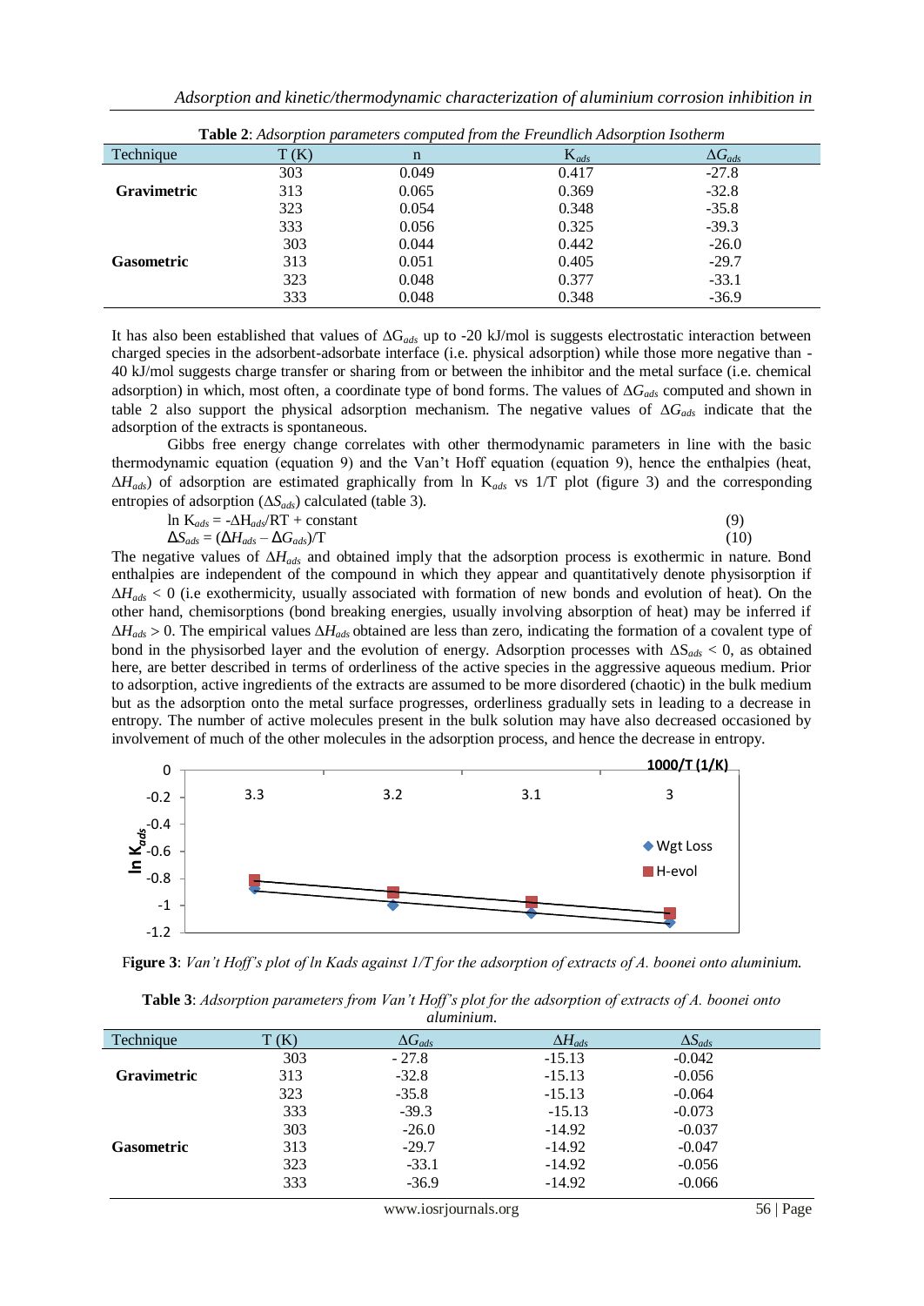**Table 2**: *Adsorption parameters computed from the Freundlich Adsorption Isotherm*

| Technique | T (K) | n | $K_{ads}$ | $\Delta G_{ads}$ |
|---|---|---|---|---|
| **Gravimetric** | 303 | 0.049 | 0.417 | -27.8 |
| | 313 | 0.065 | 0.369 | -32.8 |
| | 323 | 0.054 | 0.348 | -35.8 |
| | 333 | 0.056 | 0.325 | -39.3 |
| **Gasometric** | 303 | 0.044 | 0.442 | -26.0 |
| | 313 | 0.051 | 0.405 | -29.7 |
| | 323 | 0.048 | 0.377 | -33.1 |
| | 333 | 0.048 | 0.348 | -36.9 |

It has also been established that values of $\Delta G_{ads}$ up to -20 kJ/mol is suggests electrostatic interaction between charged species in the adsorbent-adsorbate interface (i.e. physical adsorption) while those more negative than -40 kJ/mol suggests charge transfer or sharing from or between the inhibitor and the metal surface (i.e. chemical adsorption) in which, most often, a coordinate type of bond forms. The values of $\Delta G_{ads}$ computed and shown in table 2 also support the physical adsorption mechanism. The negative values of $\Delta G_{ads}$ indicate that the adsorption of the extracts is spontaneous.

Gibbs free energy change correlates with other thermodynamic parameters in line with the basic thermodynamic equation (equation 9) and the Van't Hoff equation (equation 9), hence the enthalpies (heat, $\Delta H_{ads}$) of adsorption are estimated graphically from ln $K_{ads}$ vs 1/T plot (figure 3) and the corresponding entropies of adsorption ($\Delta S_{ads}$) calculated (table 3).

$$\ln K_{ads} = -\Delta H_{ads}/RT + \text{constant} \quad (9)$$

$$\Delta S_{ads} = (\Delta H_{ads} - \Delta G_{ads})/T \quad (10)$$

The negative values of $\Delta H_{ads}$ and obtained imply that the adsorption process is exothermic in nature. Bond enthalpies are independent of the compound in which they appear and quantitatively denote physisorption if $\Delta H_{ads} < 0$ (i.e exothermicity, usually associated with formation of new bonds and evolution of heat). On the other hand, chemisorptions (bond breaking energies, usually involving absorption of heat) may be inferred if $\Delta H_{ads} > 0$. The empirical values $\Delta H_{ads}$ obtained are less than zero, indicating the formation of a covalent type of bond in the physisorbed layer and the evolution of energy. Adsorption processes with $\Delta S_{ads} < 0$, as obtained here, are better described in terms of orderliness of the active species in the aggressive aqueous medium. Prior to adsorption, active ingredients of the extracts are assumed to be more disordered (chaotic) in the bulk medium but as the adsorption onto the metal surface progresses, orderliness gradually sets in leading to a decrease in entropy. The number of active molecules present in the bulk solution may have also decreased occasioned by involvement of much of the other molecules in the adsorption process, and hence the decrease in entropy.

**Figure 3**: *Van't Hoff's plot of ln Kads against 1/T for the adsorption of extracts of A. boonei onto aluminium.*

**Table 3**: *Adsorption parameters from Van't Hoff's plot for the adsorption of extracts of A. boonei onto aluminium.*

| Technique | T (K) | $\Delta G_{ads}$ | $\Delta H_{ads}$ | $\Delta S_{ads}$ |
|---|---|---|---|---|
| **Gravimetric** | 303 | - 27.8 | -15.13 | -0.042 |
| | 313 | -32.8 | -15.13 | -0.056 |
| | 323 | -35.8 | -15.13 | -0.064 |
| | 333 | -39.3 | -15.13 | -0.073 |
| **Gasometric** | 303 | -26.0 | -14.92 | -0.037 |
| | 313 | -29.7 | -14.92 | -0.047 |
| | 323 | -33.1 | -14.92 | -0.056 |
| | 333 | -36.9 | -14.92 | -0.066 |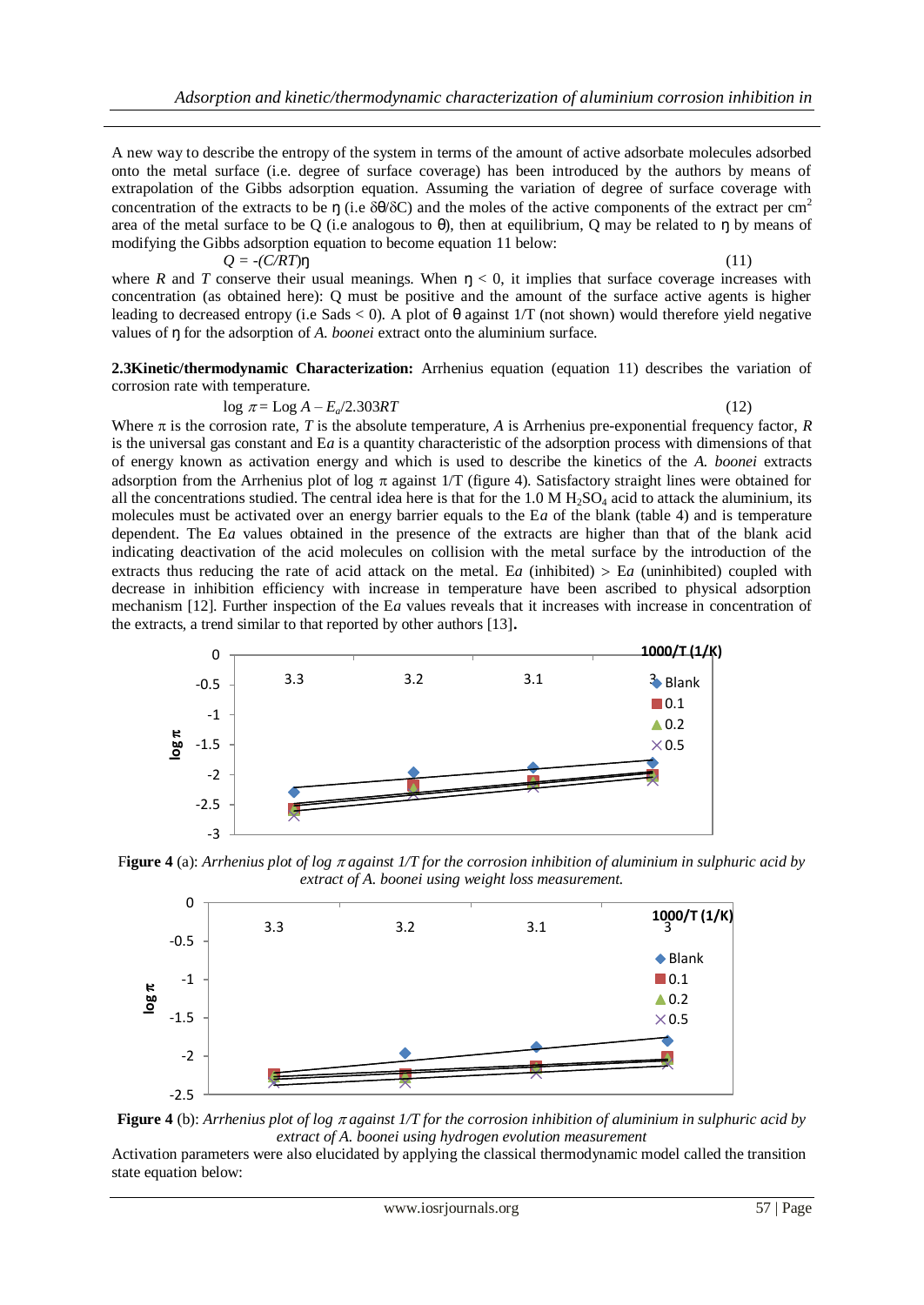A new way to describe the entropy of the system in terms of the amount of active adsorbate molecules adsorbed onto the metal surface (i.e. degree of surface coverage) has been introduced by the authors by means of extrapolation of the Gibbs adsorption equation. Assuming the variation of degree of surface coverage with concentration of the extracts to be η (i.e δθ/δC) and the moles of the active components of the extract per $cm^2$ area of the metal surface to be Q (i.e analogous to θ), then at equilibrium, Q may be related to η by means of modifying the Gibbs adsorption equation to become equation 11 below:

$$Q = -(C/RT)\eta \qquad (11)$$

where *R* and *T* conserve their usual meanings. When $\eta < 0$, it implies that surface coverage increases with concentration (as obtained here): Q must be positive and the amount of the surface active agents is higher leading to decreased entropy (i.e Sads < 0). A plot of θ against 1/T (not shown) would therefore yield negative values of η for the adsorption of *A. boonei* extract onto the aluminium surface.

**2.3Kinetic/thermodynamic Characterization:** Arrhenius equation (equation 11) describes the variation of corrosion rate with temperature.

$$\log \pi = \text{Log } A - E_a/2.303RT \qquad (12)$$

Where π is the corrosion rate, *T* is the absolute temperature, *A* is Arrhenius pre-exponential frequency factor, *R* is the universal gas constant and E*a* is a quantity characteristic of the adsorption process with dimensions of that of energy known as activation energy and which is used to describe the kinetics of the *A. boonei* extracts adsorption from the Arrhenius plot of log π against 1/T (figure 4). Satisfactory straight lines were obtained for all the concentrations studied. The central idea here is that for the 1.0 M $H_2SO_4$ acid to attack the aluminium, its molecules must be activated over an energy barrier equals to the E*a* of the blank (table 4) and is temperature dependent. The E*a* values obtained in the presence of the extracts are higher than that of the blank acid indicating deactivation of the acid molecules on collision with the metal surface by the introduction of the extracts thus reducing the rate of acid attack on the metal. E*a* (inhibited) > E*a* (uninhibited) coupled with decrease in inhibition efficiency with increase in temperature have been ascribed to physical adsorption mechanism [12]. Further inspection of the E*a* values reveals that it increases with increase in concentration of the extracts, a trend similar to that reported by other authors [13].

**Figure 4** (a): *Arrhenius plot of log π against 1/T for the corrosion inhibition of aluminium in sulphuric acid by extract of A. boonei using weight loss measurement.*

**Figure 4** (b): *Arrhenius plot of log π against 1/T for the corrosion inhibition of aluminium in sulphuric acid by extract of A. boonei using hydrogen evolution measurement*

Activation parameters were also elucidated by applying the classical thermodynamic model called the transition state equation below: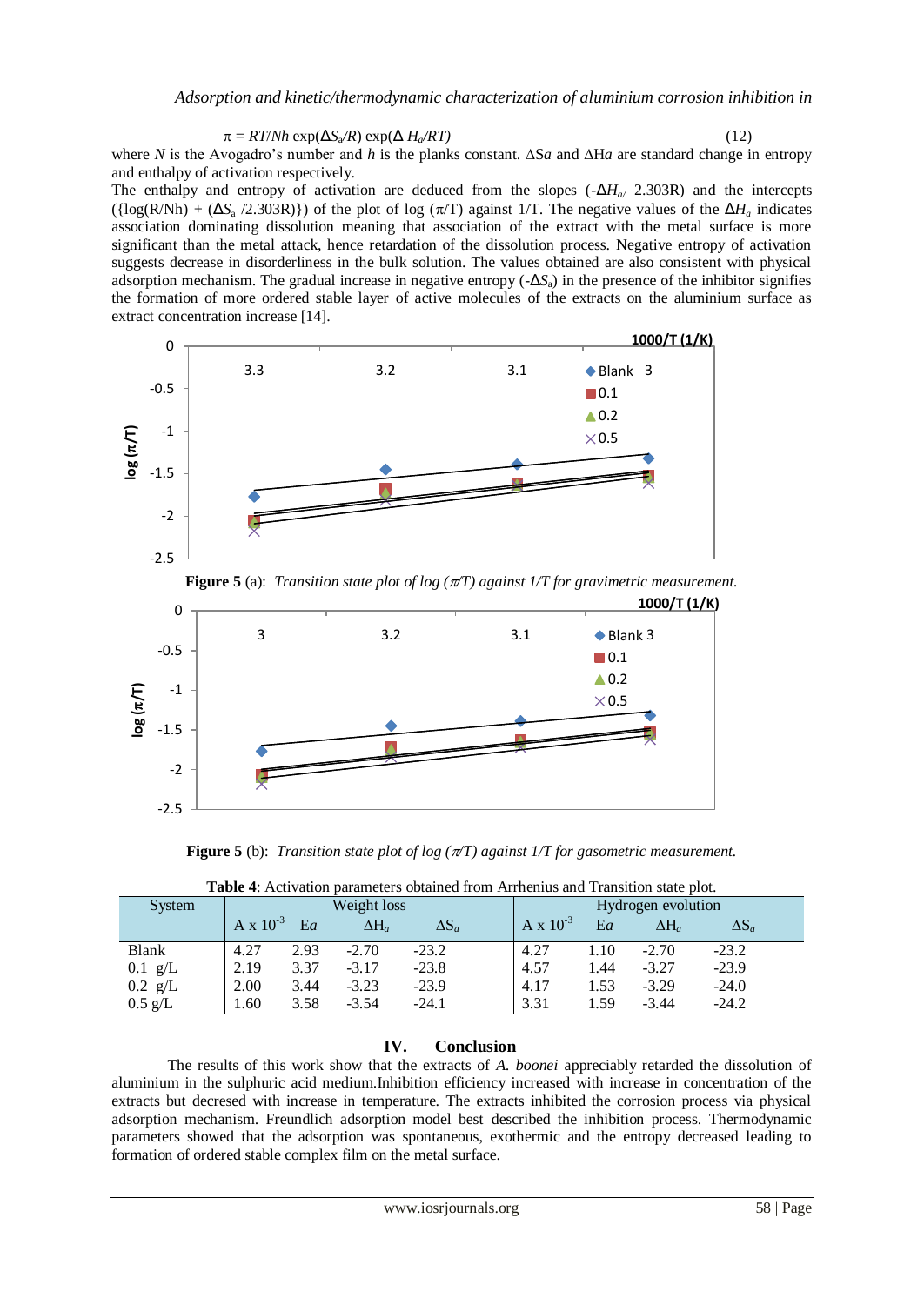$$\pi = RT/Nh \exp(\Delta S_a/R) \exp(\Delta H_a/RT) \quad (12)$$

where $N$ is the Avogadro's number and $h$ is the planks constant. $\Delta Sa$ and $\Delta Ha$ are standard change in entropy and enthalpy of activation respectively.

The enthalpy and entropy of activation are deduced from the slopes ($-\Delta H_{a/}$ 2.303R) and the intercepts ($\{\log(R/Nh) + (\Delta S_a /2.303R)\}$) of the plot of log ($\pi$/T) against 1/T. The negative values of the $\Delta H_a$ indicates association dominating dissolution meaning that association of the extract with the metal surface is more significant than the metal attack, hence retardation of the dissolution process. Negative entropy of activation suggests decrease in disorderliness in the bulk solution. The values obtained are also consistent with physical adsorption mechanism. The gradual increase in negative entropy ($-\Delta S_a$) in the presence of the inhibitor signifies the formation of more ordered stable layer of active molecules of the extracts on the aluminium surface as extract concentration increase [14].

**Figure 5** (a): *Transition state plot of log ($\pi$/T) against 1/T for gravimetric measurement.*

**Figure 5** (b): *Transition state plot of log ($\pi$/T) against 1/T for gasometric measurement.*

**Table 4**: Activation parameters obtained from Arrhenius and Transition state plot.

| System | Weight loss | | | | Hydrogen evolution | | | |
|---|---|---|---|---|---|---|---|---|
| | A x $10^{-3}$ | $Ea$ | $\Delta H_a$ | $\Delta S_a$ | A x $10^{-3}$ | $Ea$ | $\Delta H_a$ | $\Delta S_a$ |
| Blank | 4.27 | 2.93 | -2.70 | -23.2 | 4.27 | 1.10 | -2.70 | -23.2 |
| 0.1 g/L | 2.19 | 3.37 | -3.17 | -23.8 | 4.57 | 1.44 | -3.27 | -23.9 |
| 0.2 g/L | 2.00 | 3.44 | -3.23 | -23.9 | 4.17 | 1.53 | -3.29 | -24.0 |
| 0.5 g/L | 1.60 | 3.58 | -3.54 | -24.1 | 3.31 | 1.59 | -3.44 | -24.2 |

## IV. Conclusion

The results of this work show that the extracts of *A. boonei* appreciably retarded the dissolution of aluminium in the sulphuric acid medium.Inhibition efficiency increased with increase in concentration of the extracts but decreased with increase in temperature. The extracts inhibited the corrosion process via physical adsorption mechanism. Freundlich adsorption model best described the inhibition process. Thermodynamic parameters showed that the adsorption was spontaneous, exothermic and the entropy decreased leading to formation of ordered stable complex film on the metal surface.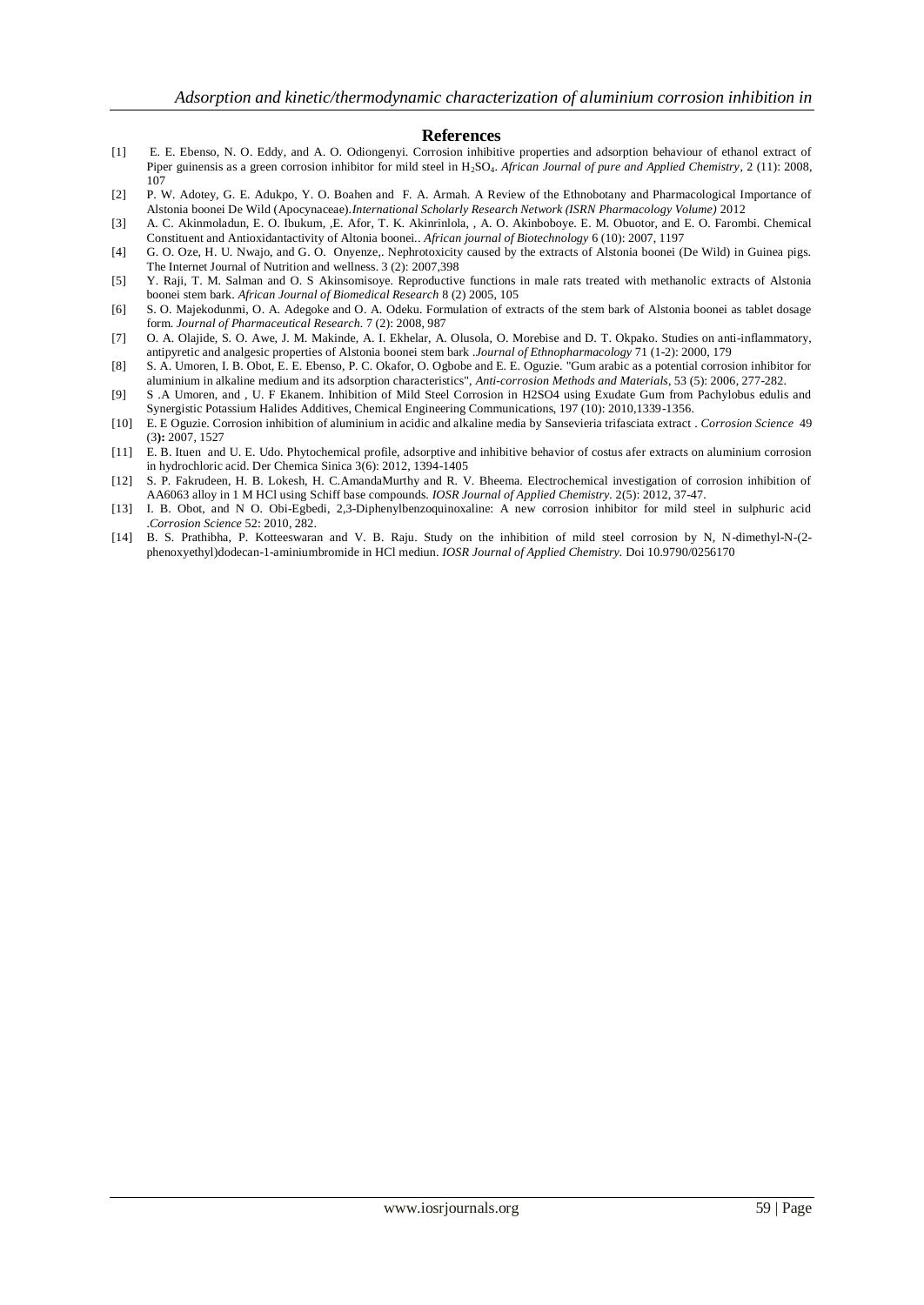## References

[1] E. E. Ebenso, N. O. Eddy, and A. O. Odiongenyi. Corrosion inhibitive properties and adsorption behaviour of ethanol extract of Piper guinensis as a green corrosion inhibitor for mild steel in $H_2SO_4$. *African Journal of pure and Applied Chemistry*, 2 (11): 2008, 107

[2] P. W. Adotey, G. E. Adukpo, Y. O. Boahen and F. A. Armah. A Review of the Ethnobotany and Pharmacological Importance of Alstonia boonei De Wild (Apocynaceae).*International Scholarly Research Network (ISRN Pharmacology Volume)* 2012

[3] A. C. Akinmoladun, E. O. Ibukum, ,E. Afor, T. K. Akinrinlola, , A. O. Akinboboye. E. M. Obuotor, and E. O. Farombi. Chemical Constituent and Antioxidantactivity of Altonia boonei.. *African journal of Biotechnology* 6 (10): 2007, 1197

[4] G. O. Oze, H. U. Nwajo, and G. O. Onyenze,. Nephrotoxicity caused by the extracts of Alstonia boonei (De Wild) in Guinea pigs. The Internet Journal of Nutrition and wellness. 3 (2): 2007,398

[5] Y. Raji, T. M. Salman and O. S Akinsomisoye. Reproductive functions in male rats treated with methanolic extracts of Alstonia boonei stem bark. *African Journal of Biomedical Research* 8 (2) 2005, 105

[6] S. O. Majekodunmi, O. A. Adegoke and O. A. Odeku. Formulation of extracts of the stem bark of Alstonia boonei as tablet dosage form. *Journal of Pharmaceutical Research.* 7 (2): 2008, 987

[7] O. A. Olajide, S. O. Awe, J. M. Makinde, A. I. Ekhelar, A. Olusola, O. Morebise and D. T. Okpako. Studies on anti-inflammatory, antipyretic and analgesic properties of Alstonia boonei stem bark .*Journal of Ethnopharmacology* 71 (1-2): 2000, 179

[8] S. A. Umoren, I. B. Obot, E. E. Ebenso, P. C. Okafor, O. Ogbobe and E. E. Oguzie. "Gum arabic as a potential corrosion inhibitor for aluminium in alkaline medium and its adsorption characteristics", *Anti-corrosion Methods and Materials*, 53 (5): 2006, 277-282.

[9] S .A Umoren, and , U. F Ekanem. Inhibition of Mild Steel Corrosion in H2SO4 using Exudate Gum from Pachylobus edulis and Synergistic Potassium Halides Additives, Chemical Engineering Communications, 197 (10): 2010,1339-1356.

[10] E. E Oguzie. Corrosion inhibition of aluminium in acidic and alkaline media by Sansevieria trifasciata extract . *Corrosion Science* 49 (3**):** 2007, 1527

[11] E. B. Ituen and U. E. Udo. Phytochemical profile, adsorptive and inhibitive behavior of costus afer extracts on aluminium corrosion in hydrochloric acid. Der Chemica Sinica 3(6): 2012, 1394-1405

[12] S. P. Fakrudeen, H. B. Lokesh, H. C.AmandaMurthy and R. V. Bheema. Electrochemical investigation of corrosion inhibition of AA6063 alloy in 1 M HCl using Schiff base compounds. *IOSR Journal of Applied Chemistry.* 2(5): 2012, 37-47.

[13] I. B. Obot, and N O. Obi-Egbedi, 2,3-Diphenylbenzoquinoxaline: A new corrosion inhibitor for mild steel in sulphuric acid .*Corrosion Science* 52: 2010, 282.

[14] B. S. Prathibha, P. Kotteeswaran and V. B. Raju. Study on the inhibition of mild steel corrosion by N, N-dimethyl-N-(2-phenoxyethyl)dodecan-1-aminiumbromide in HCl mediun. *IOSR Journal of Applied Chemistry.* Doi 10.9790/0256170